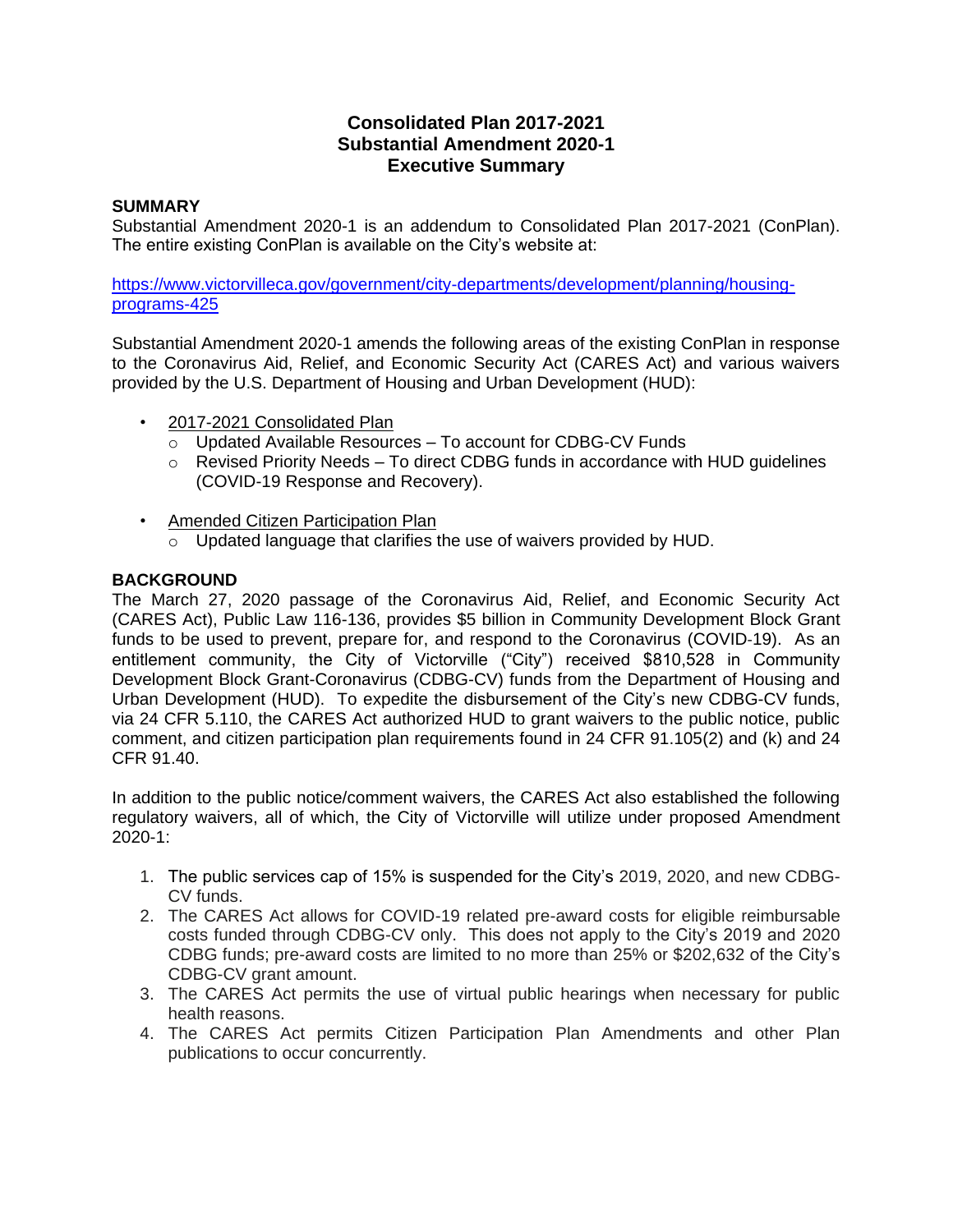# Consolidated Plan 2017-2021
# Substantial Amendment 2020-1
# Executive Summary

## SUMMARY

Substantial Amendment 2020-1 is an addendum to Consolidated Plan 2017-2021 (ConPlan). The entire existing ConPlan is available on the City's website at:

https://www.victorvilleca.gov/government/city-departments/development/planning/housing-programs-425

Substantial Amendment 2020-1 amends the following areas of the existing ConPlan in response to the Coronavirus Aid, Relief, and Economic Security Act (CARES Act) and various waivers provided by the U.S. Department of Housing and Urban Development (HUD):

- 2017-2021 Consolidated Plan
  - Updated Available Resources – To account for CDBG-CV Funds
  - Revised Priority Needs – To direct CDBG funds in accordance with HUD guidelines (COVID-19 Response and Recovery).
- Amended Citizen Participation Plan
  - Updated language that clarifies the use of waivers provided by HUD.

## BACKGROUND

The March 27, 2020 passage of the Coronavirus Aid, Relief, and Economic Security Act (CARES Act), Public Law 116-136, provides $5 billion in Community Development Block Grant funds to be used to prevent, prepare for, and respond to the Coronavirus (COVID-19). As an entitlement community, the City of Victorville ("City") received $810,528 in Community Development Block Grant-Coronavirus (CDBG-CV) funds from the Department of Housing and Urban Development (HUD). To expedite the disbursement of the City's new CDBG-CV funds, via 24 CFR 5.110, the CARES Act authorized HUD to grant waivers to the public notice, public comment, and citizen participation plan requirements found in 24 CFR 91.105(2) and (k) and 24 CFR 91.40.

In addition to the public notice/comment waivers, the CARES Act also established the following regulatory waivers, all of which, the City of Victorville will utilize under proposed Amendment 2020-1:

1. The public services cap of 15% is suspended for the City's 2019, 2020, and new CDBG-CV funds.
2. The CARES Act allows for COVID-19 related pre-award costs for eligible reimbursable costs funded through CDBG-CV only. This does not apply to the City's 2019 and 2020 CDBG funds; pre-award costs are limited to no more than 25% or $202,632 of the City's CDBG-CV grant amount.
3. The CARES Act permits the use of virtual public hearings when necessary for public health reasons.
4. The CARES Act permits Citizen Participation Plan Amendments and other Plan publications to occur concurrently.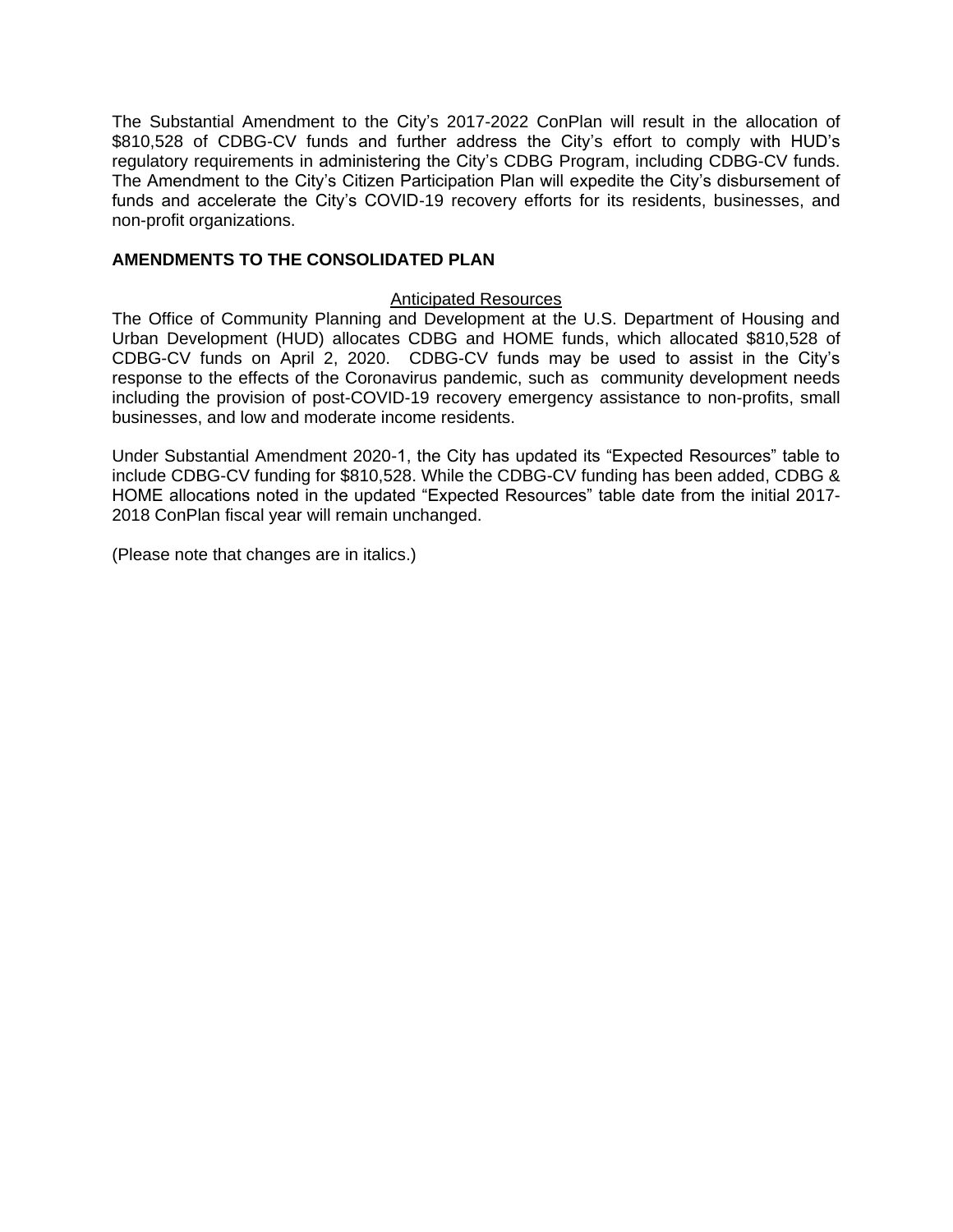The Substantial Amendment to the City's 2017-2022 ConPlan will result in the allocation of $810,528 of CDBG-CV funds and further address the City's effort to comply with HUD's regulatory requirements in administering the City's CDBG Program, including CDBG-CV funds. The Amendment to the City's Citizen Participation Plan will expedite the City's disbursement of funds and accelerate the City's COVID-19 recovery efforts for its residents, businesses, and non-profit organizations.

**AMENDMENTS TO THE CONSOLIDATED PLAN**

Anticipated Resources

The Office of Community Planning and Development at the U.S. Department of Housing and Urban Development (HUD) allocates CDBG and HOME funds, which allocated $810,528 of CDBG-CV funds on April 2, 2020. CDBG-CV funds may be used to assist in the City's response to the effects of the Coronavirus pandemic, such as community development needs including the provision of post-COVID-19 recovery emergency assistance to non-profits, small businesses, and low and moderate income residents.

Under Substantial Amendment 2020-1, the City has updated its "Expected Resources" table to include CDBG-CV funding for $810,528. While the CDBG-CV funding has been added, CDBG & HOME allocations noted in the updated "Expected Resources" table date from the initial 2017-2018 ConPlan fiscal year will remain unchanged.

(Please note that changes are in italics.)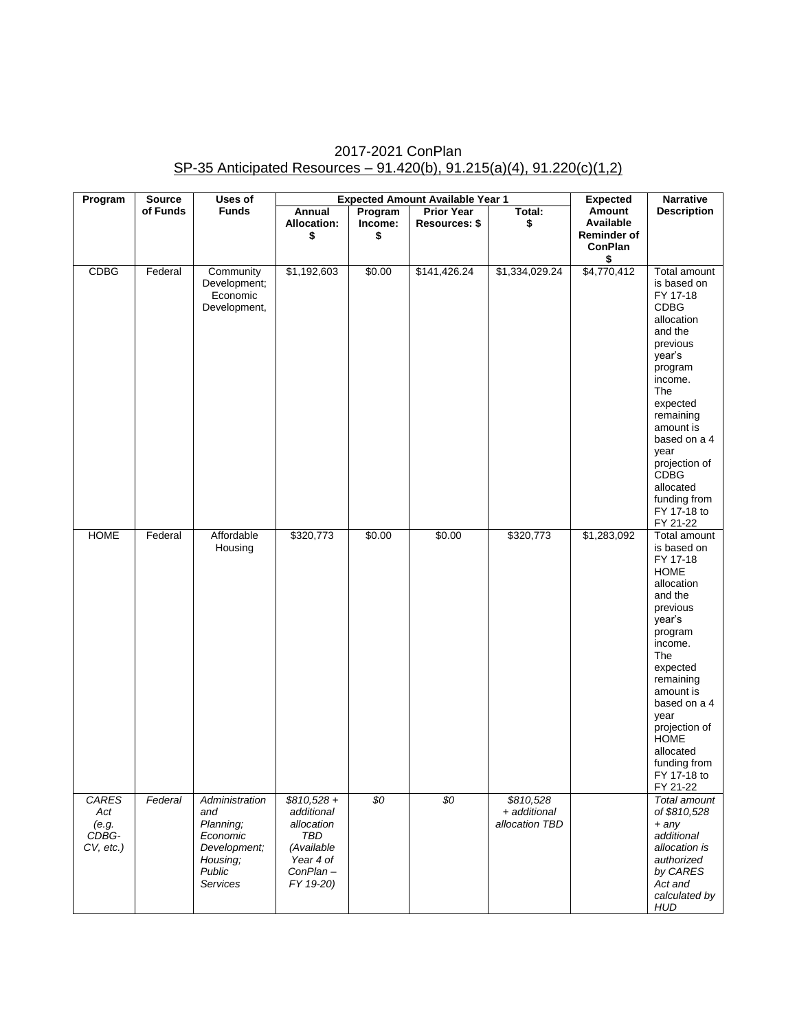2017-2021 ConPlan

SP-35 Anticipated Resources – 91.420(b), 91.215(a)(4), 91.220(c)(1,2)

| Program | Source of Funds | Uses of Funds | Expected Amount Available Year 1 | | | | Expected Amount Available Reminder of ConPlan $ | Narrative Description |
|---|---|---|---|---|---|---|---|---|
| | | | Annual Allocation: $ | Program Income: $ | Prior Year Resources: $ | Total: $ | | |
| CDBG | Federal | Community Development; Economic Development, | $1,192,603 | $0.00 | $141,426.24 | $1,334,029.24 | $4,770,412 | Total amount is based on FY 17-18 CDBG allocation and the previous year's program income. The expected remaining amount is based on a 4 year projection of CDBG allocated funding from FY 17-18 to FY 21-22 |
| HOME | Federal | Affordable Housing | $320,773 | $0.00 | $0.00 | $320,773 | $1,283,092 | Total amount is based on FY 17-18 HOME allocation and the previous year's program income. The expected remaining amount is based on a 4 year projection of HOME allocated funding from FY 17-18 to FY 21-22 |
| *CARES Act (e.g. CDBG-CV, etc.)* | *Federal* | *Administration and Planning; Economic Development; Housing; Public Services* | *$810,528 + additional allocation TBD (Available Year 4 of ConPlan – FY 19-20)* | *$0* | *$0* | *$810,528 + additional allocation TBD* | | *Total amount of $810,528 + any additional allocation is authorized by CARES Act and calculated by HUD* |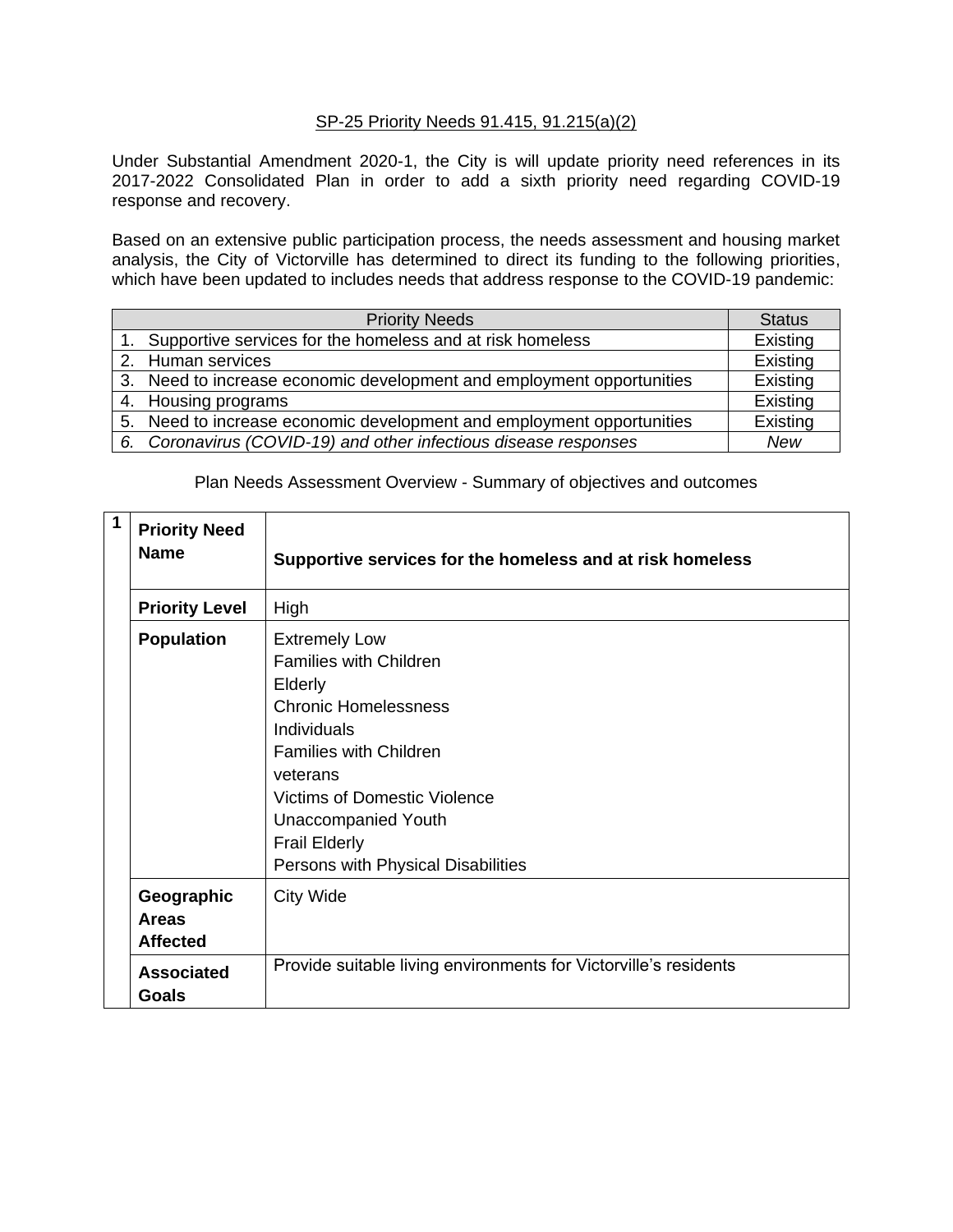SP-25 Priority Needs 91.415, 91.215(a)(2)

Under Substantial Amendment 2020-1, the City is will update priority need references in its 2017-2022 Consolidated Plan in order to add a sixth priority need regarding COVID-19 response and recovery.

Based on an extensive public participation process, the needs assessment and housing market analysis, the City of Victorville has determined to direct its funding to the following priorities, which have been updated to includes needs that address response to the COVID-19 pandemic:

| Priority Needs | Status |
|---|---|
| 1. Supportive services for the homeless and at risk homeless | Existing |
| 2. Human services | Existing |
| 3. Need to increase economic development and employment opportunities | Existing |
| 4. Housing programs | Existing |
| 5. Need to increase economic development and employment opportunities | Existing |
| *6. Coronavirus (COVID-19) and other infectious disease responses* | *New* |

Plan Needs Assessment Overview - Summary of objectives and outcomes

| 1 | | |
|---|---|---|
| | **Priority Need Name** | **Supportive services for the homeless and at risk homeless** |
| | **Priority Level** | High |
| | **Population** | Extremely Low<br>Families with Children<br>Elderly<br>Chronic Homelessness<br>Individuals<br>Families with Children<br>veterans<br>Victims of Domestic Violence<br>Unaccompanied Youth<br>Frail Elderly<br>Persons with Physical Disabilities |
| | **Geographic Areas Affected** | City Wide |
| | **Associated Goals** | Provide suitable living environments for Victorville's residents |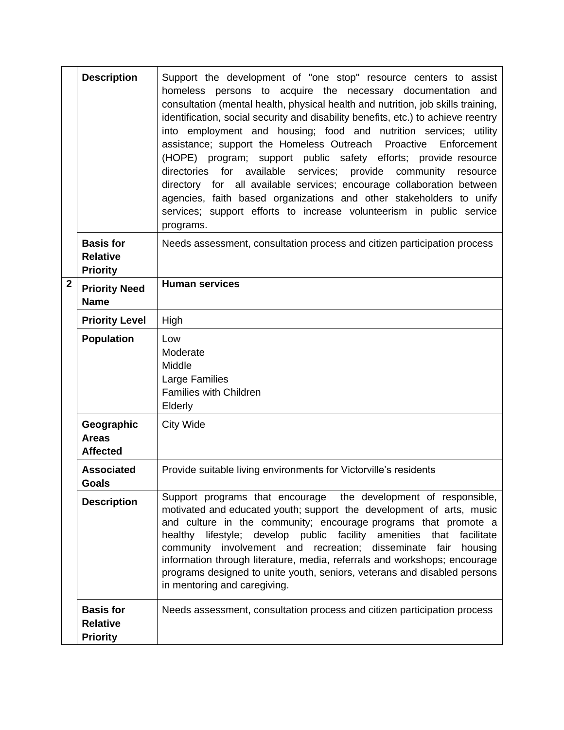| | | |
|---|---|---|
| | **Description** | Support the development of "one stop" resource centers to assist homeless persons to acquire the necessary documentation and consultation (mental health, physical health and nutrition, job skills training, identification, social security and disability benefits, etc.) to achieve reentry into employment and housing; food and nutrition services; utility assistance; support the Homeless Outreach Proactive Enforcement (HOPE) program; support public safety efforts; provide resource directories for available services; provide community resource directory for all available services; encourage collaboration between agencies, faith based organizations and other stakeholders to unify services; support efforts to increase volunteerism in public service programs. |
| | **Basis for Relative Priority** | Needs assessment, consultation process and citizen participation process |
| **2** | **Priority Need Name** | **Human services** |
| | **Priority Level** | High |
| | **Population** | Low<br>Moderate<br>Middle<br>Large Families<br>Families with Children<br>Elderly |
| | **Geographic Areas Affected** | City Wide |
| | **Associated Goals** | Provide suitable living environments for Victorville's residents |
| | **Description** | Support programs that encourage the development of responsible, motivated and educated youth; support the development of arts, music and culture in the community; encourage programs that promote a healthy lifestyle; develop public facility amenities that facilitate community involvement and recreation; disseminate fair housing information through literature, media, referrals and workshops; encourage programs designed to unite youth, seniors, veterans and disabled persons in mentoring and caregiving. |
| | **Basis for Relative Priority** | Needs assessment, consultation process and citizen participation process |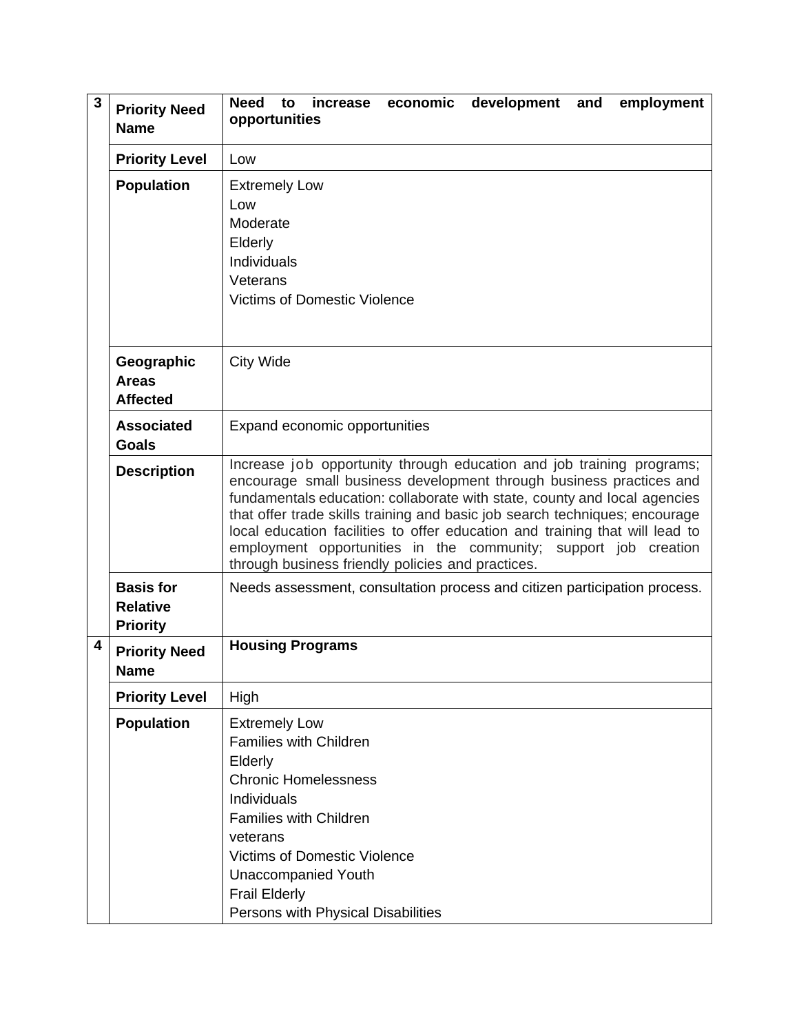| | | |
|---|---|---|
| **3** | **Priority Need Name** | **Need to increase economic development and employment opportunities** |
| | **Priority Level** | Low |
| | **Population** | Extremely Low<br>Low<br>Moderate<br>Elderly<br>Individuals<br>Veterans<br>Victims of Domestic Violence |
| | **Geographic Areas Affected** | City Wide |
| | **Associated Goals** | Expand economic opportunities |
| | **Description** | Increase job opportunity through education and job training programs; encourage small business development through business practices and fundamentals education: collaborate with state, county and local agencies that offer trade skills training and basic job search techniques; encourage local education facilities to offer education and training that will lead to employment opportunities in the community; support job creation through business friendly policies and practices. |
| | **Basis for Relative Priority** | Needs assessment, consultation process and citizen participation process. |
| **4** | **Priority Need Name** | **Housing Programs** |
| | **Priority Level** | High |
| | **Population** | Extremely Low<br>Families with Children<br>Elderly<br>Chronic Homelessness<br>Individuals<br>Families with Children<br>veterans<br>Victims of Domestic Violence<br>Unaccompanied Youth<br>Frail Elderly<br>Persons with Physical Disabilities |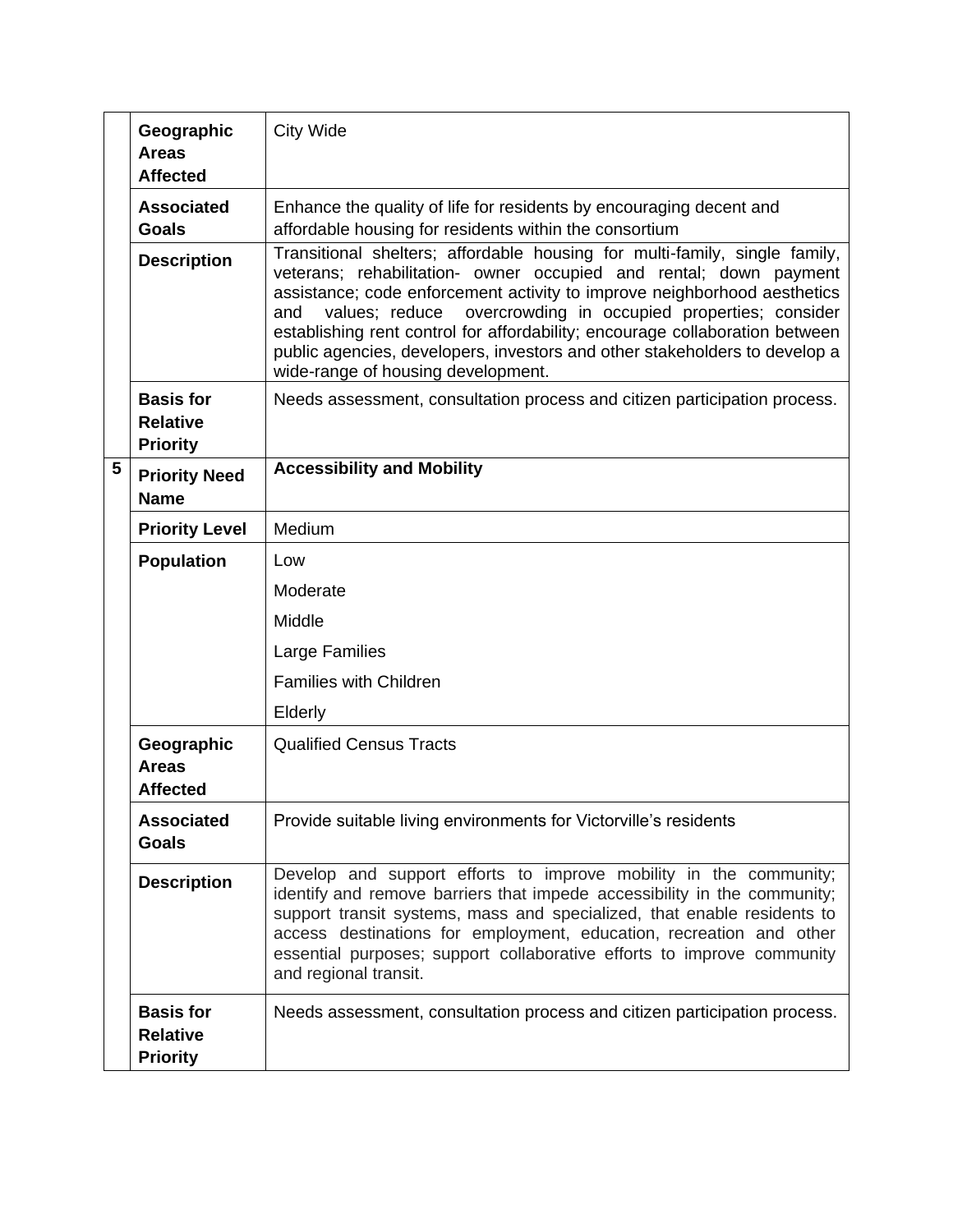| | | |
|---|---|---|
| | **Geographic Areas Affected** | City Wide |
| | **Associated Goals** | Enhance the quality of life for residents by encouraging decent and affordable housing for residents within the consortium |
| | **Description** | Transitional shelters; affordable housing for multi-family, single family, veterans; rehabilitation- owner occupied and rental; down payment assistance; code enforcement activity to improve neighborhood aesthetics and values; reduce overcrowding in occupied properties; consider establishing rent control for affordability; encourage collaboration between public agencies, developers, investors and other stakeholders to develop a wide-range of housing development. |
| | **Basis for Relative Priority** | Needs assessment, consultation process and citizen participation process. |
| **5** | **Priority Need Name** | **Accessibility and Mobility** |
| | **Priority Level** | Medium |
| | **Population** | Low<br>Moderate<br>Middle<br>Large Families<br>Families with Children<br>Elderly |
| | **Geographic Areas Affected** | Qualified Census Tracts |
| | **Associated Goals** | Provide suitable living environments for Victorville's residents |
| | **Description** | Develop and support efforts to improve mobility in the community; identify and remove barriers that impede accessibility in the community; support transit systems, mass and specialized, that enable residents to access destinations for employment, education, recreation and other essential purposes; support collaborative efforts to improve community and regional transit. |
| | **Basis for Relative Priority** | Needs assessment, consultation process and citizen participation process. |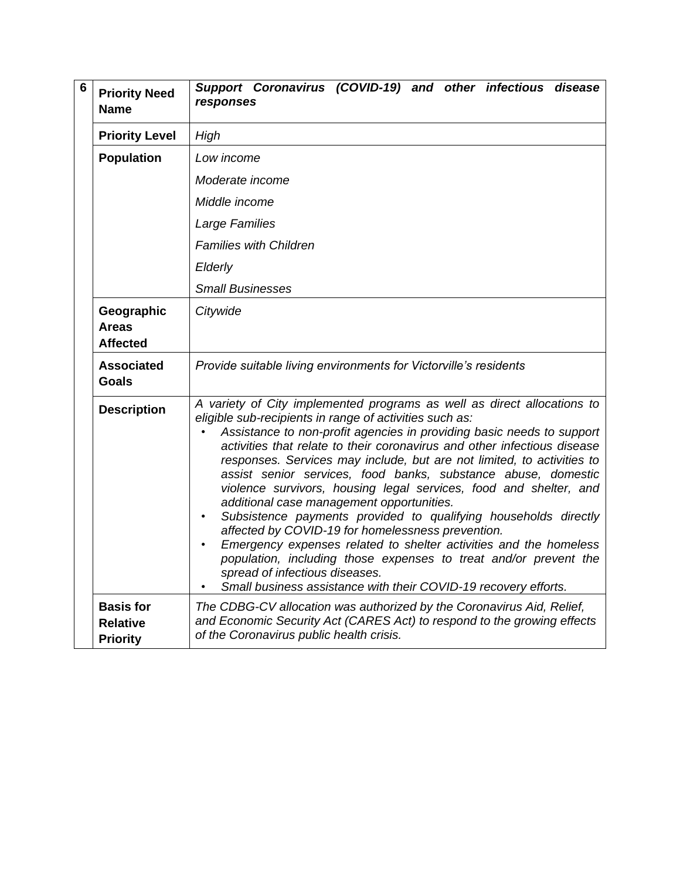| 6 | | |
|---|---|---|
| | **Priority Need Name** | ***Support Coronavirus (COVID-19) and other infectious disease responses*** |
| | **Priority Level** | *High* |
| | **Population** | *Low income*<br>*Moderate income*<br>*Middle income*<br>*Large Families*<br>*Families with Children*<br>*Elderly*<br>*Small Businesses* |
| | **Geographic Areas Affected** | *Citywide* |
| | **Associated Goals** | *Provide suitable living environments for Victorville's residents* |
| | **Description** | *A variety of City implemented programs as well as direct allocations to eligible sub-recipients in range of activities such as:*<br>• *Assistance to non-profit agencies in providing basic needs to support activities that relate to their coronavirus and other infectious disease responses. Services may include, but are not limited, to activities to assist senior services, food banks, substance abuse, domestic violence survivors, housing legal services, food and shelter, and additional case management opportunities.*<br>• *Subsistence payments provided to qualifying households directly affected by COVID-19 for homelessness prevention.*<br>• *Emergency expenses related to shelter activities and the homeless population, including those expenses to treat and/or prevent the spread of infectious diseases.*<br>• *Small business assistance with their COVID-19 recovery efforts.* |
| | **Basis for Relative Priority** | *The CDBG-CV allocation was authorized by the Coronavirus Aid, Relief, and Economic Security Act (CARES Act) to respond to the growing effects of the Coronavirus public health crisis.* |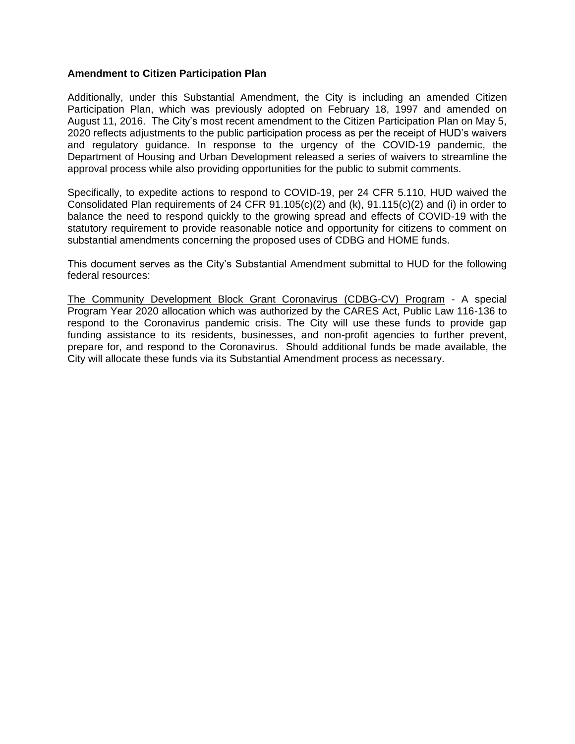**Amendment to Citizen Participation Plan**

Additionally, under this Substantial Amendment, the City is including an amended Citizen Participation Plan, which was previously adopted on February 18, 1997 and amended on August 11, 2016. The City's most recent amendment to the Citizen Participation Plan on May 5, 2020 reflects adjustments to the public participation process as per the receipt of HUD's waivers and regulatory guidance. In response to the urgency of the COVID-19 pandemic, the Department of Housing and Urban Development released a series of waivers to streamline the approval process while also providing opportunities for the public to submit comments.

Specifically, to expedite actions to respond to COVID-19, per 24 CFR 5.110, HUD waived the Consolidated Plan requirements of 24 CFR 91.105(c)(2) and (k), 91.115(c)(2) and (i) in order to balance the need to respond quickly to the growing spread and effects of COVID-19 with the statutory requirement to provide reasonable notice and opportunity for citizens to comment on substantial amendments concerning the proposed uses of CDBG and HOME funds.

This document serves as the City's Substantial Amendment submittal to HUD for the following federal resources:

<u>The Community Development Block Grant Coronavirus (CDBG-CV) Program</u> - A special Program Year 2020 allocation which was authorized by the CARES Act, Public Law 116-136 to respond to the Coronavirus pandemic crisis. The City will use these funds to provide gap funding assistance to its residents, businesses, and non-profit agencies to further prevent, prepare for, and respond to the Coronavirus. Should additional funds be made available, the City will allocate these funds via its Substantial Amendment process as necessary.